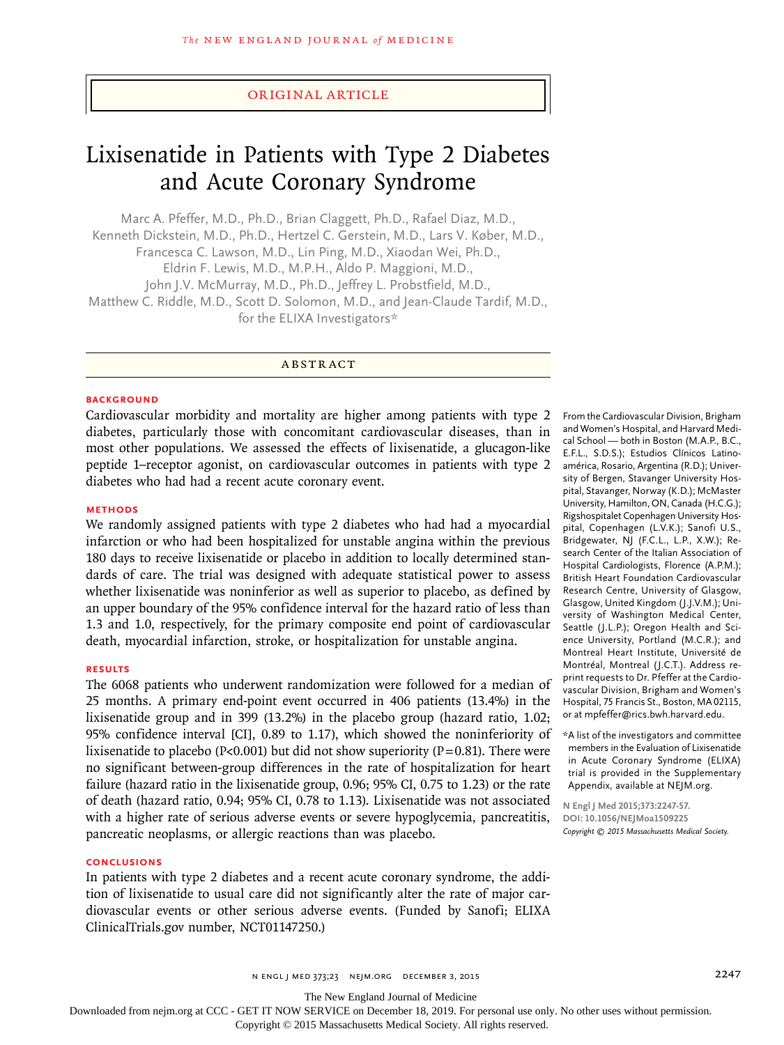ORIGINAL ARTICLE

# Lixisenatide in Patients with Type 2 Diabetes and Acute Coronary Syndrome

Marc A. Pfeffer, M.D., Ph.D., Brian Claggett, Ph.D., Rafael Diaz, M.D., Kenneth Dickstein, M.D., Ph.D., Hertzel C. Gerstein, M.D., Lars V. Køber, M.D., Francesca C. Lawson, M.D., Lin Ping, M.D., Xiaodan Wei, Ph.D., Eldrin F. Lewis, M.D., M.P.H., Aldo P. Maggioni, M.D., John J.V. McMurray, M.D., Ph.D., Jeffrey L. Probstfield, M.D., Matthew C. Riddle, M.D., Scott D. Solomon, M.D., and Jean-Claude Tardif, M.D., for the ELIXA Investigators*

## ABSTRACT

### BACKGROUND

Cardiovascular morbidity and mortality are higher among patients with type 2 diabetes, particularly those with concomitant cardiovascular diseases, than in most other populations. We assessed the effects of lixisenatide, a glucagon-like peptide 1–receptor agonist, on cardiovascular outcomes in patients with type 2 diabetes who had had a recent acute coronary event.

### METHODS

We randomly assigned patients with type 2 diabetes who had had a myocardial infarction or who had been hospitalized for unstable angina within the previous 180 days to receive lixisenatide or placebo in addition to locally determined standards of care. The trial was designed with adequate statistical power to assess whether lixisenatide was noninferior as well as superior to placebo, as defined by an upper boundary of the 95% confidence interval for the hazard ratio of less than 1.3 and 1.0, respectively, for the primary composite end point of cardiovascular death, myocardial infarction, stroke, or hospitalization for unstable angina.

### RESULTS

The 6068 patients who underwent randomization were followed for a median of 25 months. A primary end-point event occurred in 406 patients (13.4%) in the lixisenatide group and in 399 (13.2%) in the placebo group (hazard ratio, 1.02; 95% confidence interval [CI], 0.89 to 1.17), which showed the noninferiority of lixisenatide to placebo (P<0.001) but did not show superiority (P=0.81). There were no significant between-group differences in the rate of hospitalization for heart failure (hazard ratio in the lixisenatide group, 0.96; 95% CI, 0.75 to 1.23) or the rate of death (hazard ratio, 0.94; 95% CI, 0.78 to 1.13). Lixisenatide was not associated with a higher rate of serious adverse events or severe hypoglycemia, pancreatitis, pancreatic neoplasms, or allergic reactions than was placebo.

### CONCLUSIONS

In patients with type 2 diabetes and a recent acute coronary syndrome, the addition of lixisenatide to usual care did not significantly alter the rate of major cardiovascular events or other serious adverse events. (Funded by Sanofi; ELIXA ClinicalTrials.gov number, NCT01147250.)

From the Cardiovascular Division, Brigham and Women's Hospital, and Harvard Medical School — both in Boston (M.A.P., B.C., E.F.L., S.D.S.); Estudios Clínicos Latinoamérica, Rosario, Argentina (R.D.); University of Bergen, Stavanger University Hospital, Stavanger, Norway (K.D.); McMaster University, Hamilton, ON, Canada (H.C.G.); Rigshospitalet Copenhagen University Hospital, Copenhagen (L.V.K.); Sanofi U.S., Bridgewater, NJ (F.C.L., L.P., X.W.); Research Center of the Italian Association of Hospital Cardiologists, Florence (A.P.M.); British Heart Foundation Cardiovascular Research Centre, University of Glasgow, Glasgow, United Kingdom (J.J.V.M.); University of Washington Medical Center, Seattle (J.L.P.); Oregon Health and Science University, Portland (M.C.R.); and Montreal Heart Institute, Université de Montréal, Montreal (J.C.T.). Address reprint requests to Dr. Pfeffer at the Cardiovascular Division, Brigham and Women's Hospital, 75 Francis St., Boston, MA 02115, or at mpfeffer@rics.bwh.harvard.edu.

*A list of the investigators and committee members in the Evaluation of Lixisenatide in Acute Coronary Syndrome (ELIXA) trial is provided in the Supplementary Appendix, available at NEJM.org.

N Engl J Med 2015;373:2247-57.
DOI: 10.1056/NEJMoa1509225
Copyright © 2015 Massachusetts Medical Society.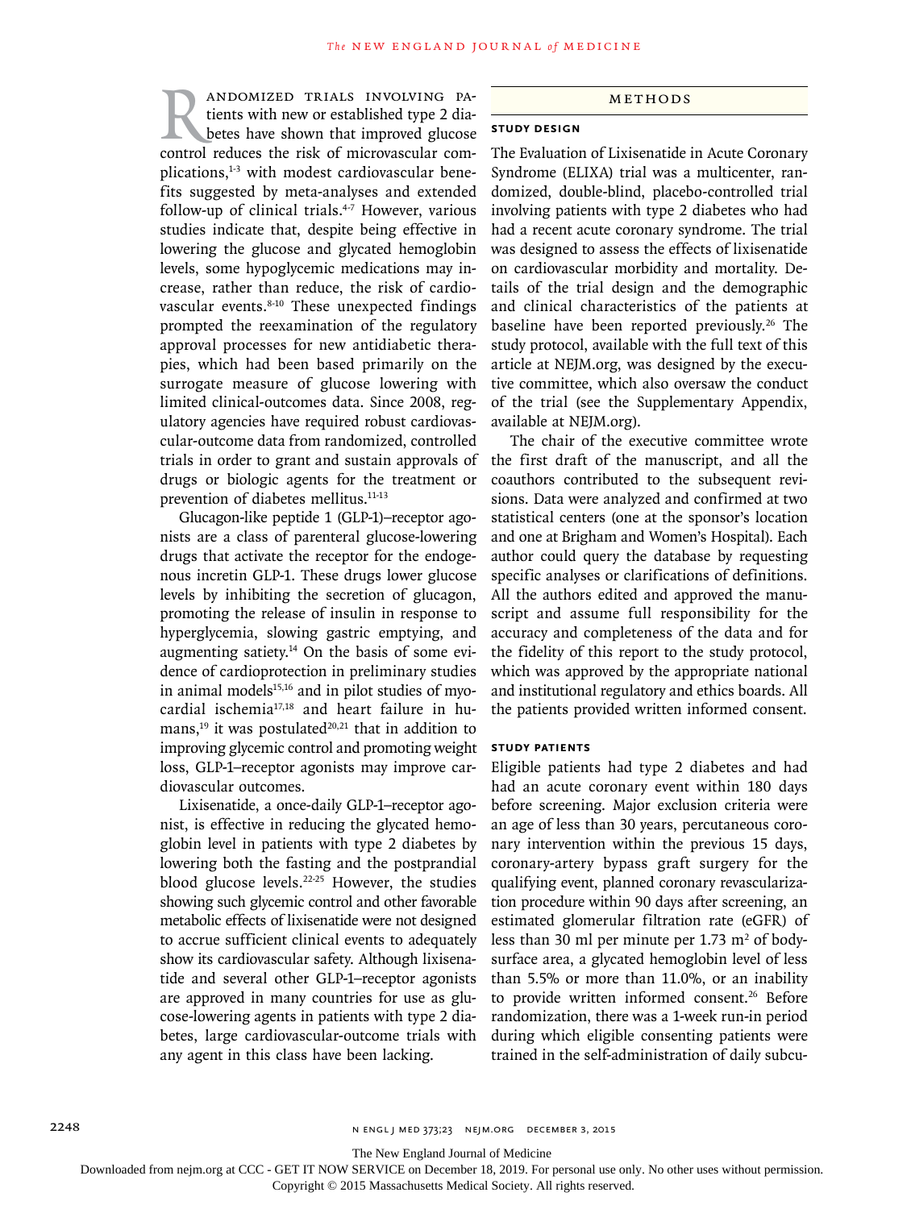Randomized trials involving patients with new or established type 2 diabetes have shown that improved glucose control reduces the risk of microvascular complications,[1-3] with modest cardiovascular benefits suggested by meta-analyses and extended follow-up of clinical trials.[4-7] However, various studies indicate that, despite being effective in lowering the glucose and glycated hemoglobin levels, some hypoglycemic medications may increase, rather than reduce, the risk of cardiovascular events.[8-10] These unexpected findings prompted the reexamination of the regulatory approval processes for new antidiabetic therapies, which had been based primarily on the surrogate measure of glucose lowering with limited clinical-outcomes data. Since 2008, regulatory agencies have required robust cardiovascular-outcome data from randomized, controlled trials in order to grant and sustain approvals of drugs or biologic agents for the treatment or prevention of diabetes mellitus.[11-13]

Glucagon-like peptide 1 (GLP-1)–receptor agonists are a class of parenteral glucose-lowering drugs that activate the receptor for the endogenous incretin GLP-1. These drugs lower glucose levels by inhibiting the secretion of glucagon, promoting the release of insulin in response to hyperglycemia, slowing gastric emptying, and augmenting satiety.[14] On the basis of some evidence of cardioprotection in preliminary studies in animal models[15,16] and in pilot studies of myocardial ischemia[17,18] and heart failure in humans,[19] it was postulated[20,21] that in addition to improving glycemic control and promoting weight loss, GLP-1–receptor agonists may improve cardiovascular outcomes.

Lixisenatide, a once-daily GLP-1–receptor agonist, is effective in reducing the glycated hemoglobin level in patients with type 2 diabetes by lowering both the fasting and the postprandial blood glucose levels.[22-25] However, the studies showing such glycemic control and other favorable metabolic effects of lixisenatide were not designed to accrue sufficient clinical events to adequately show its cardiovascular safety. Although lixisenatide and several other GLP-1–receptor agonists are approved in many countries for use as glucose-lowering agents in patients with type 2 diabetes, large cardiovascular-outcome trials with any agent in this class have been lacking.

## Methods

### Study Design

The Evaluation of Lixisenatide in Acute Coronary Syndrome (ELIXA) trial was a multicenter, randomized, double-blind, placebo-controlled trial involving patients with type 2 diabetes who had had a recent acute coronary syndrome. The trial was designed to assess the effects of lixisenatide on cardiovascular morbidity and mortality. Details of the trial design and the demographic and clinical characteristics of the patients at baseline have been reported previously.[26] The study protocol, available with the full text of this article at NEJM.org, was designed by the executive committee, which also oversaw the conduct of the trial (see the Supplementary Appendix, available at NEJM.org).

The chair of the executive committee wrote the first draft of the manuscript, and all the coauthors contributed to the subsequent revisions. Data were analyzed and confirmed at two statistical centers (one at the sponsor's location and one at Brigham and Women's Hospital). Each author could query the database by requesting specific analyses or clarifications of definitions. All the authors edited and approved the manuscript and assume full responsibility for the accuracy and completeness of the data and for the fidelity of this report to the study protocol, which was approved by the appropriate national and institutional regulatory and ethics boards. All the patients provided written informed consent.

### Study Patients

Eligible patients had type 2 diabetes and had had an acute coronary event within 180 days before screening. Major exclusion criteria were an age of less than 30 years, percutaneous coronary intervention within the previous 15 days, coronary-artery bypass graft surgery for the qualifying event, planned coronary revascularization procedure within 90 days after screening, an estimated glomerular filtration rate (eGFR) of less than 30 ml per minute per 1.73 $m^2$ of body-surface area, a glycated hemoglobin level of less than 5.5% or more than 11.0%, or an inability to provide written informed consent.[26] Before randomization, there was a 1-week run-in period during which eligible consenting patients were trained in the self-administration of daily subcu-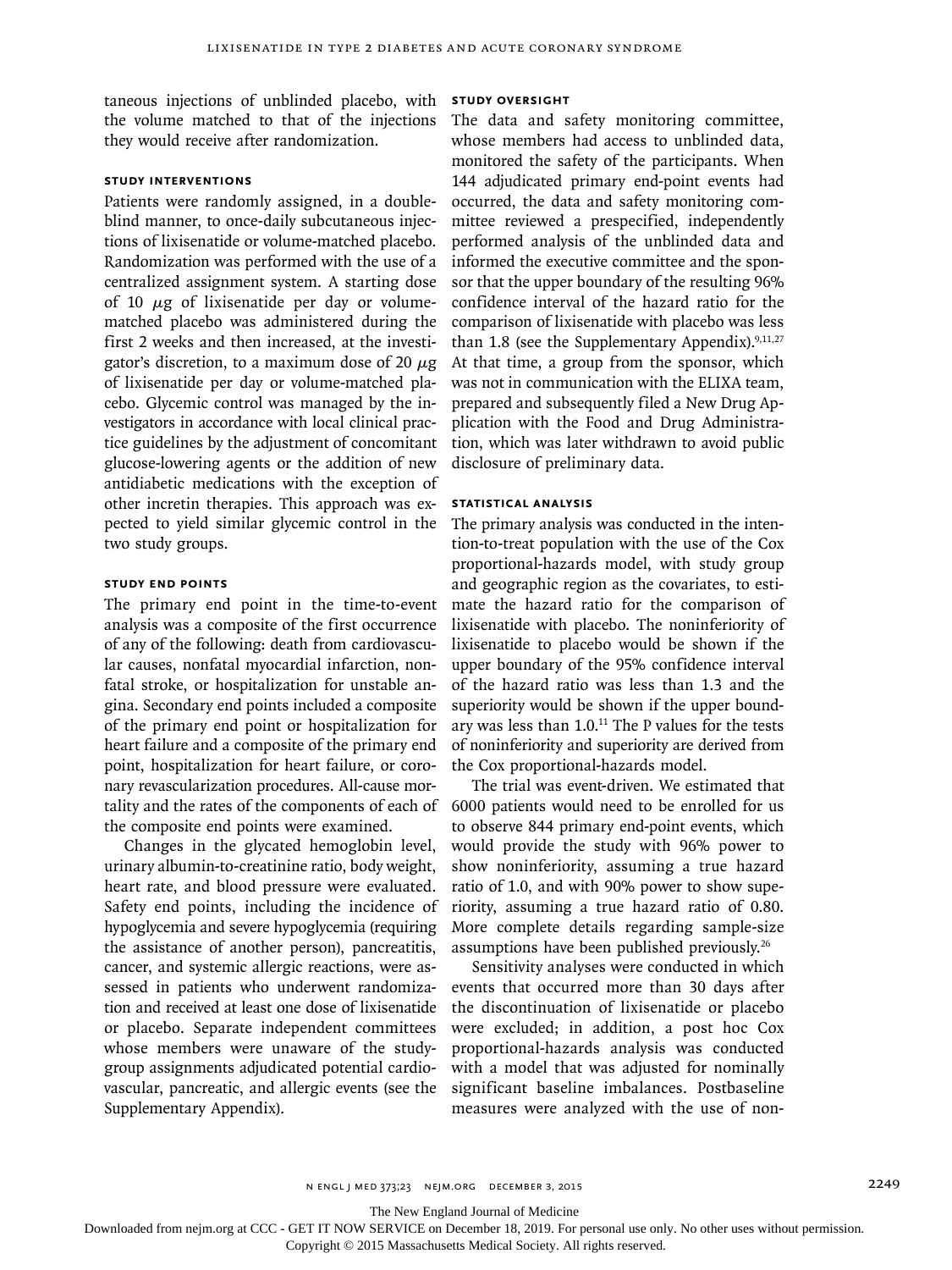taneous injections of unblinded placebo, with the volume matched to that of the injections they would receive after randomization.

### STUDY INTERVENTIONS

Patients were randomly assigned, in a double-blind manner, to once-daily subcutaneous injections of lixisenatide or volume-matched placebo. Randomization was performed with the use of a centralized assignment system. A starting dose of 10 μg of lixisenatide per day or volume-matched placebo was administered during the first 2 weeks and then increased, at the investigator's discretion, to a maximum dose of 20 μg of lixisenatide per day or volume-matched placebo. Glycemic control was managed by the investigators in accordance with local clinical practice guidelines by the adjustment of concomitant glucose-lowering agents or the addition of new antidiabetic medications with the exception of other incretin therapies. This approach was expected to yield similar glycemic control in the two study groups.

### STUDY END POINTS

The primary end point in the time-to-event analysis was a composite of the first occurrence of any of the following: death from cardiovascular causes, nonfatal myocardial infarction, nonfatal stroke, or hospitalization for unstable angina. Secondary end points included a composite of the primary end point or hospitalization for heart failure and a composite of the primary end point, hospitalization for heart failure, or coronary revascularization procedures. All-cause mortality and the rates of the components of each of the composite end points were examined.

Changes in the glycated hemoglobin level, urinary albumin-to-creatinine ratio, body weight, heart rate, and blood pressure were evaluated. Safety end points, including the incidence of hypoglycemia and severe hypoglycemia (requiring the assistance of another person), pancreatitis, cancer, and systemic allergic reactions, were assessed in patients who underwent randomization and received at least one dose of lixisenatide or placebo. Separate independent committees whose members were unaware of the study-group assignments adjudicated potential cardiovascular, pancreatic, and allergic events (see the Supplementary Appendix).

### STUDY OVERSIGHT

The data and safety monitoring committee, whose members had access to unblinded data, monitored the safety of the participants. When 144 adjudicated primary end-point events had occurred, the data and safety monitoring committee reviewed a prespecified, independently performed analysis of the unblinded data and informed the executive committee and the sponsor that the upper boundary of the resulting 96% confidence interval of the hazard ratio for the comparison of lixisenatide with placebo was less than 1.8 (see the Supplementary Appendix).[9,11,27] At that time, a group from the sponsor, which was not in communication with the ELIXA team, prepared and subsequently filed a New Drug Application with the Food and Drug Administration, which was later withdrawn to avoid public disclosure of preliminary data.

### STATISTICAL ANALYSIS

The primary analysis was conducted in the intention-to-treat population with the use of the Cox proportional-hazards model, with study group and geographic region as the covariates, to estimate the hazard ratio for the comparison of lixisenatide with placebo. The noninferiority of lixisenatide to placebo would be shown if the upper boundary of the 95% confidence interval of the hazard ratio was less than 1.3 and the superiority would be shown if the upper boundary was less than 1.0.[11] The P values for the tests of noninferiority and superiority are derived from the Cox proportional-hazards model.

The trial was event-driven. We estimated that 6000 patients would need to be enrolled for us to observe 844 primary end-point events, which would provide the study with 96% power to show noninferiority, assuming a true hazard ratio of 1.0, and with 90% power to show superiority, assuming a true hazard ratio of 0.80. More complete details regarding sample-size assumptions have been published previously.[26]

Sensitivity analyses were conducted in which events that occurred more than 30 days after the discontinuation of lixisenatide or placebo were excluded; in addition, a post hoc Cox proportional-hazards analysis was conducted with a model that was adjusted for nominally significant baseline imbalances. Postbaseline measures were analyzed with the use of non-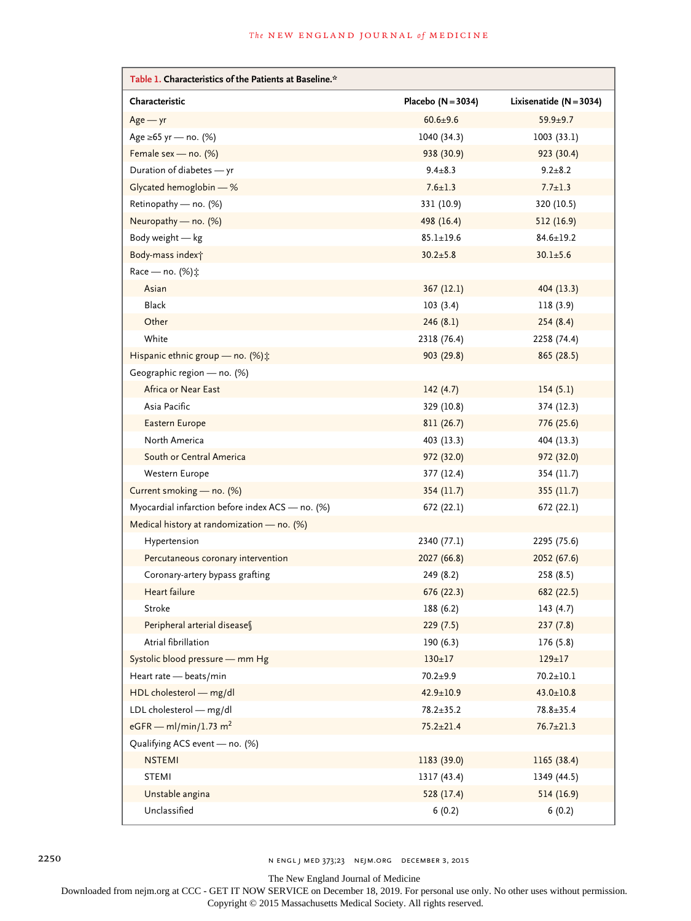**Table 1. Characteristics of the Patients at Baseline.***

| Characteristic | Placebo (N=3034) | Lixisenatide (N=3034) |
|---|---|---|
| Age — yr | 60.6±9.6 | 59.9±9.7 |
| Age ≥65 yr — no. (%) | 1040 (34.3) | 1003 (33.1) |
| Female sex — no. (%) | 938 (30.9) | 923 (30.4) |
| Duration of diabetes — yr | 9.4±8.3 | 9.2±8.2 |
| Glycated hemoglobin — % | 7.6±1.3 | 7.7±1.3 |
| Retinopathy — no. (%) | 331 (10.9) | 320 (10.5) |
| Neuropathy — no. (%) | 498 (16.4) | 512 (16.9) |
| Body weight — kg | 85.1±19.6 | 84.6±19.2 |
| Body-mass index† | 30.2±5.8 | 30.1±5.6 |
| Race — no. (%)‡ | | |
| Asian | 367 (12.1) | 404 (13.3) |
| Black | 103 (3.4) | 118 (3.9) |
| Other | 246 (8.1) | 254 (8.4) |
| White | 2318 (76.4) | 2258 (74.4) |
| Hispanic ethnic group — no. (%)‡ | 903 (29.8) | 865 (28.5) |
| Geographic region — no. (%) | | |
| Africa or Near East | 142 (4.7) | 154 (5.1) |
| Asia Pacific | 329 (10.8) | 374 (12.3) |
| Eastern Europe | 811 (26.7) | 776 (25.6) |
| North America | 403 (13.3) | 404 (13.3) |
| South or Central America | 972 (32.0) | 972 (32.0) |
| Western Europe | 377 (12.4) | 354 (11.7) |
| Current smoking — no. (%) | 354 (11.7) | 355 (11.7) |
| Myocardial infarction before index ACS — no. (%) | 672 (22.1) | 672 (22.1) |
| Medical history at randomization — no. (%) | | |
| Hypertension | 2340 (77.1) | 2295 (75.6) |
| Percutaneous coronary intervention | 2027 (66.8) | 2052 (67.6) |
| Coronary-artery bypass grafting | 249 (8.2) | 258 (8.5) |
| Heart failure | 676 (22.3) | 682 (22.5) |
| Stroke | 188 (6.2) | 143 (4.7) |
| Peripheral arterial disease§ | 229 (7.5) | 237 (7.8) |
| Atrial fibrillation | 190 (6.3) | 176 (5.8) |
| Systolic blood pressure — mm Hg | 130±17 | 129±17 |
| Heart rate — beats/min | 70.2±9.9 | 70.2±10.1 |
| HDL cholesterol — mg/dl | 42.9±10.9 | 43.0±10.8 |
| LDL cholesterol — mg/dl | 78.2±35.2 | 78.8±35.4 |
| eGFR — ml/min/1.73 $m^2$ | 75.2±21.4 | 76.7±21.3 |
| Qualifying ACS event — no. (%) | | |
| NSTEMI | 1183 (39.0) | 1165 (38.4) |
| STEMI | 1317 (43.4) | 1349 (44.5) |
| Unstable angina | 528 (17.4) | 514 (16.9) |
| Unclassified | 6 (0.2) | 6 (0.2) |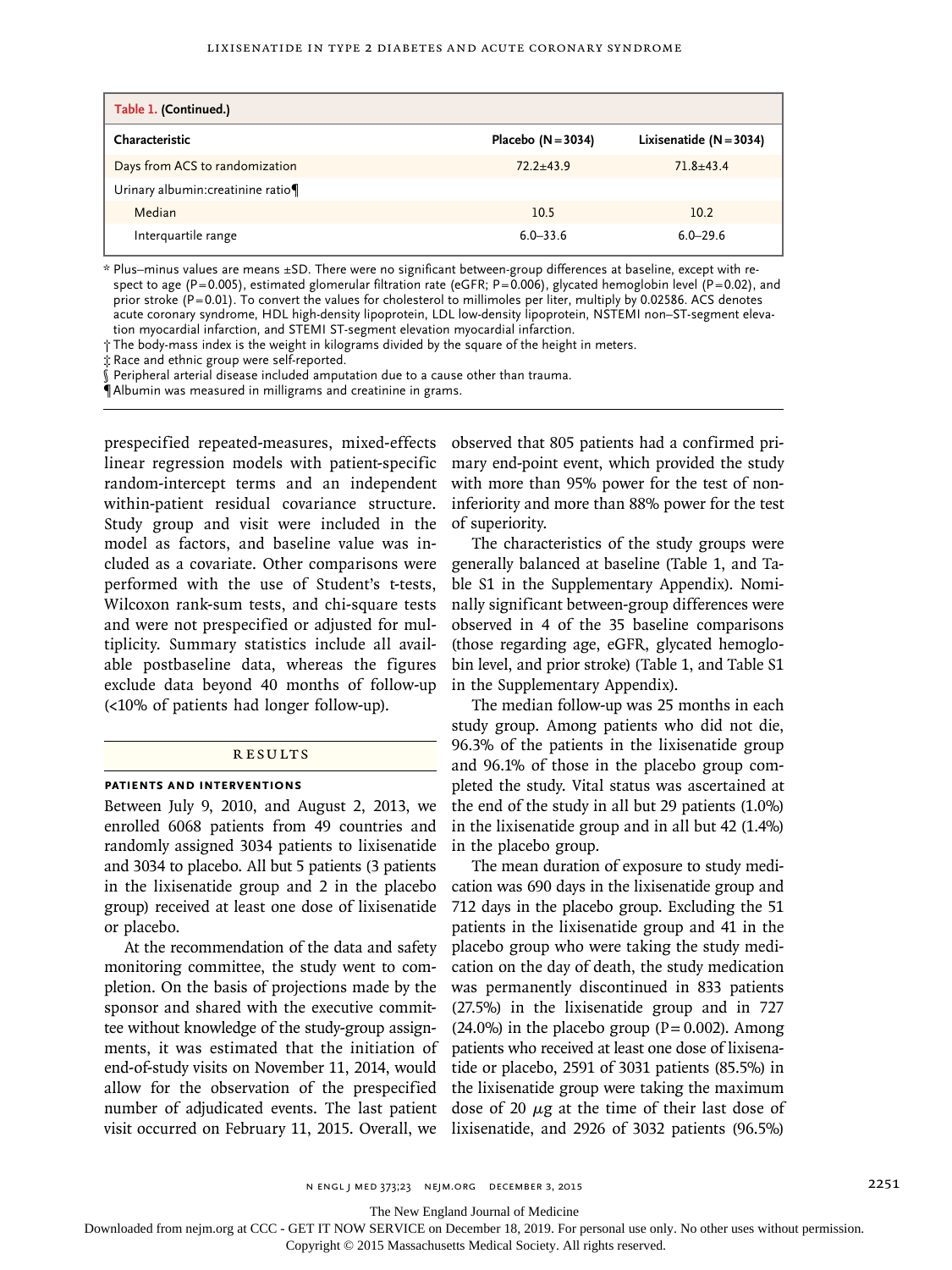**Table 1. (Continued.)**

| Characteristic | Placebo (N=3034) | Lixisenatide (N=3034) |
|---|---|---|
| Days from ACS to randomization | 72.2±43.9 | 71.8±43.4 |
| Urinary albumin:creatinine ratio¶ | | |
| Median | 10.5 | 10.2 |
| Interquartile range | 6.0–33.6 | 6.0–29.6 |

\* Plus–minus values are means ±SD. There were no significant between-group differences at baseline, except with respect to age (P=0.005), estimated glomerular filtration rate (eGFR; P=0.006), glycated hemoglobin level (P=0.02), and prior stroke (P=0.01). To convert the values for cholesterol to millimoles per liter, multiply by 0.02586. ACS denotes acute coronary syndrome, HDL high-density lipoprotein, LDL low-density lipoprotein, NSTEMI non–ST-segment elevation myocardial infarction, and STEMI ST-segment elevation myocardial infarction.

† The body-mass index is the weight in kilograms divided by the square of the height in meters.

‡ Race and ethnic group were self-reported.

§ Peripheral arterial disease included amputation due to a cause other than trauma.

¶ Albumin was measured in milligrams and creatinine in grams.

prespecified repeated-measures, mixed-effects linear regression models with patient-specific random-intercept terms and an independent within-patient residual covariance structure. Study group and visit were included in the model as factors, and baseline value was included as a covariate. Other comparisons were performed with the use of Student's t-tests, Wilcoxon rank-sum tests, and chi-square tests and were not prespecified or adjusted for multiplicity. Summary statistics include all available postbaseline data, whereas the figures exclude data beyond 40 months of follow-up (<10% of patients had longer follow-up).

## Results

### Patients and Interventions

Between July 9, 2010, and August 2, 2013, we enrolled 6068 patients from 49 countries and randomly assigned 3034 patients to lixisenatide and 3034 to placebo. All but 5 patients (3 patients in the lixisenatide group and 2 in the placebo group) received at least one dose of lixisenatide or placebo.

At the recommendation of the data and safety monitoring committee, the study went to completion. On the basis of projections made by the sponsor and shared with the executive committee without knowledge of the study-group assignments, it was estimated that the initiation of end-of-study visits on November 11, 2014, would allow for the observation of the prespecified number of adjudicated events. The last patient visit occurred on February 11, 2015. Overall, we observed that 805 patients had a confirmed primary end-point event, which provided the study with more than 95% power for the test of noninferiority and more than 88% power for the test of superiority.

The characteristics of the study groups were generally balanced at baseline (Table 1, and Table S1 in the Supplementary Appendix). Nominally significant between-group differences were observed in 4 of the 35 baseline comparisons (those regarding age, eGFR, glycated hemoglobin level, and prior stroke) (Table 1, and Table S1 in the Supplementary Appendix).

The median follow-up was 25 months in each study group. Among patients who did not die, 96.3% of the patients in the lixisenatide group and 96.1% of those in the placebo group completed the study. Vital status was ascertained at the end of the study in all but 29 patients (1.0%) in the lixisenatide group and in all but 42 (1.4%) in the placebo group.

The mean duration of exposure to study medication was 690 days in the lixisenatide group and 712 days in the placebo group. Excluding the 51 patients in the lixisenatide group and 41 in the placebo group who were taking the study medication on the day of death, the study medication was permanently discontinued in 833 patients (27.5%) in the lixisenatide group and in 727 (24.0%) in the placebo group (P=0.002). Among patients who received at least one dose of lixisenatide or placebo, 2591 of 3031 patients (85.5%) in the lixisenatide group were taking the maximum dose of 20 μg at the time of their last dose of lixisenatide, and 2926 of 3032 patients (96.5%)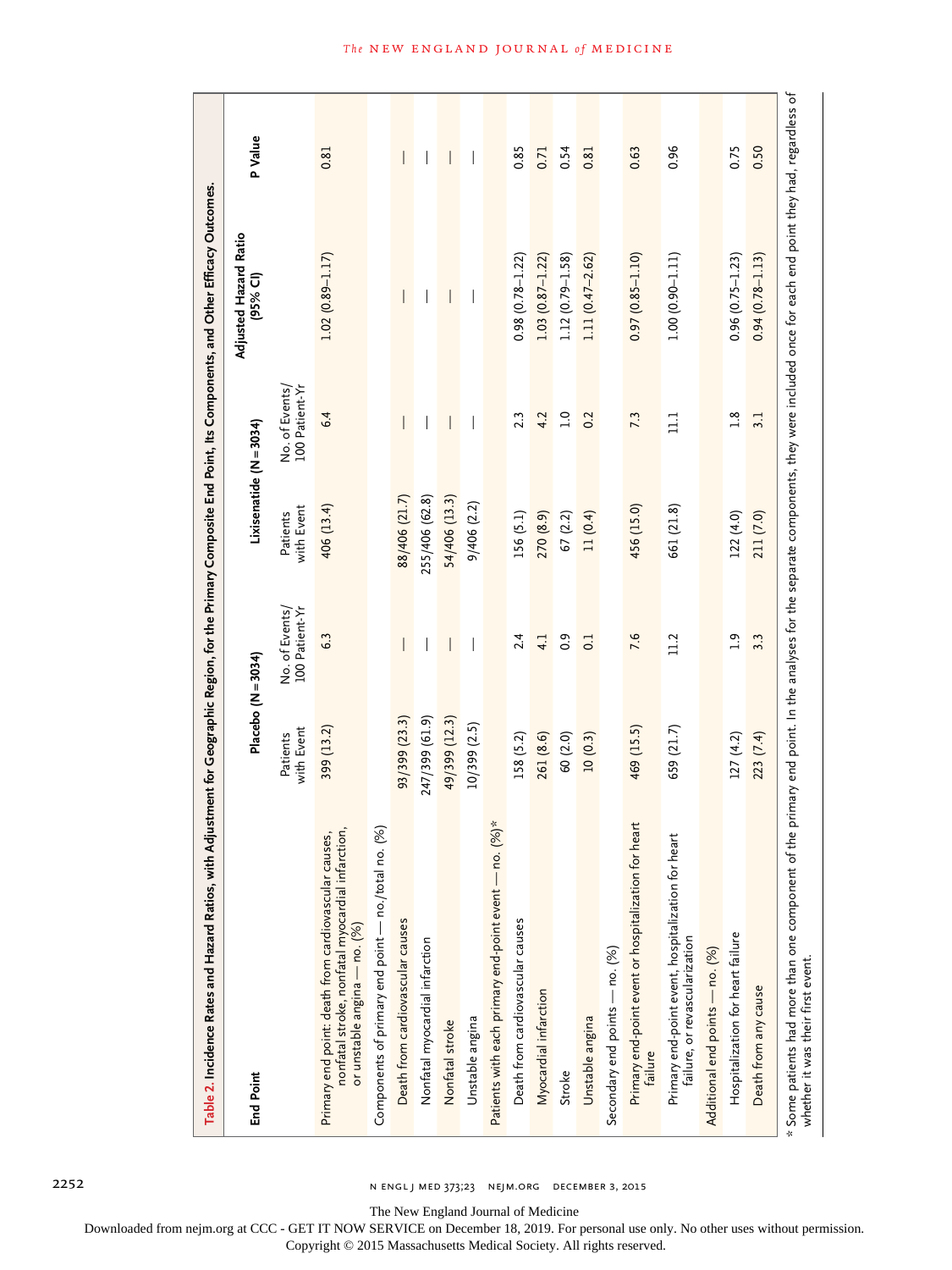**Table 2.** Incidence Rates and Hazard Ratios, with Adjustment for Geographic Region, for the Primary Composite End Point, Its Components, and Other Efficacy Outcomes.

| End Point | Placebo (N=3034) | | Lixisenatide (N=3034) | | Adjusted Hazard Ratio (95% CI) | P Value |
|---|---|---|---|---|---|---|
| | Patients with Event | No. of Events/100 Patient-Yr | Patients with Event | No. of Events/100 Patient-Yr | | |
| Primary end point: death from cardiovascular causes, nonfatal stroke, nonfatal myocardial infarction, or unstable angina — no. (%) | 399 (13.2) | 6.3 | 406 (13.4) | 6.4 | 1.02 (0.89–1.17) | 0.81 |
| Components of primary end point — no./total no. (%) | | | | | | |
| Death from cardiovascular causes | 93/399 (23.3) | — | 88/406 (21.7) | — | — | — |
| Nonfatal myocardial infarction | 247/399 (61.9) | — | 255/406 (62.8) | — | — | — |
| Nonfatal stroke | 49/399 (12.3) | — | 54/406 (13.3) | — | — | — |
| Unstable angina | 10/399 (2.5) | — | 9/406 (2.2) | — | — | — |
| Patients with each primary end-point event — no. (%)* | | | | | | |
| Death from cardiovascular causes | 158 (5.2) | 2.4 | 156 (5.1) | 2.3 | 0.98 (0.78–1.22) | 0.85 |
| Myocardial infarction | 261 (8.6) | 4.1 | 270 (8.9) | 4.2 | 1.03 (0.87–1.22) | 0.71 |
| Stroke | 60 (2.0) | 0.9 | 67 (2.2) | 1.0 | 1.12 (0.79–1.58) | 0.54 |
| Unstable angina | 10 (0.3) | 0.1 | 11 (0.4) | 0.2 | 1.11 (0.47–2.62) | 0.81 |
| Secondary end points — no. (%) | | | | | | |
| Primary end-point event or hospitalization for heart failure | 469 (15.5) | 7.6 | 456 (15.0) | 7.3 | 0.97 (0.85–1.10) | 0.63 |
| Primary end-point event, hospitalization for heart failure, or revascularization | 659 (21.7) | 11.2 | 661 (21.8) | 11.1 | 1.00 (0.90–1.11) | 0.96 |
| Additional end points — no. (%) | | | | | | |
| Hospitalization for heart failure | 127 (4.2) | 1.9 | 122 (4.0) | 1.8 | 0.96 (0.75–1.23) | 0.75 |
| Death from any cause | 223 (7.4) | 3.3 | 211 (7.0) | 3.1 | 0.94 (0.78–1.13) | 0.50 |

* Some patients had more than one component of the primary end point. In the analyses for the separate components, they were included once for each end point they had, regardless of whether it was their first event.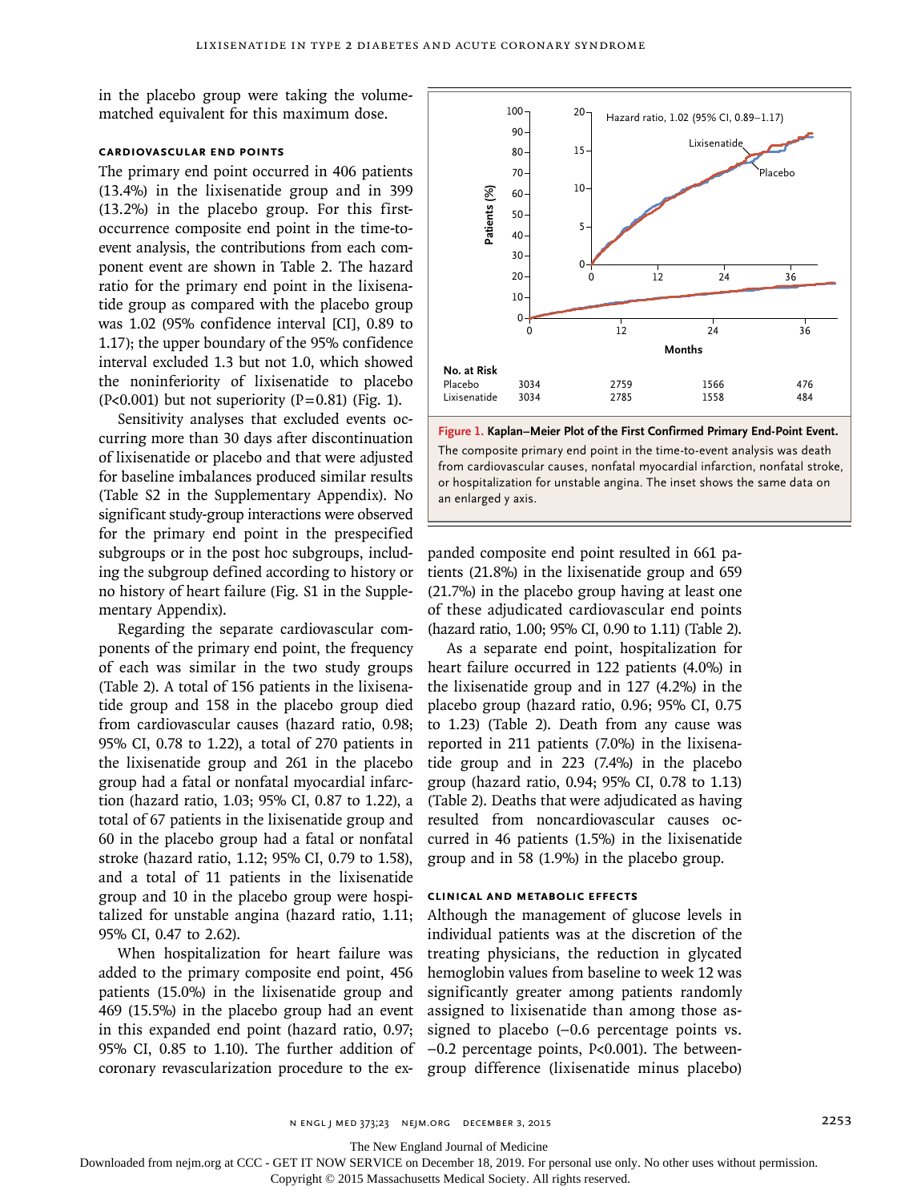in the placebo group were taking the volume-matched equivalent for this maximum dose.

### CARDIOVASCULAR END POINTS

The primary end point occurred in 406 patients (13.4%) in the lixisenatide group and in 399 (13.2%) in the placebo group. For this first-occurrence composite end point in the time-to-event analysis, the contributions from each component event are shown in Table 2. The hazard ratio for the primary end point in the lixisenatide group as compared with the placebo group was 1.02 (95% confidence interval [CI], 0.89 to 1.17); the upper boundary of the 95% confidence interval excluded 1.3 but not 1.0, which showed the noninferiority of lixisenatide to placebo (P<0.001) but not superiority (P=0.81) (Fig. 1).

Sensitivity analyses that excluded events occurring more than 30 days after discontinuation of lixisenatide or placebo and that were adjusted for baseline imbalances produced similar results (Table S2 in the Supplementary Appendix). No significant study-group interactions were observed for the primary end point in the prespecified subgroups or in the post hoc subgroups, including the subgroup defined according to history or no history of heart failure (Fig. S1 in the Supplementary Appendix).

Regarding the separate cardiovascular components of the primary end point, the frequency of each was similar in the two study groups (Table 2). A total of 156 patients in the lixisenatide group and 158 in the placebo group died from cardiovascular causes (hazard ratio, 0.98; 95% CI, 0.78 to 1.22), a total of 270 patients in the lixisenatide group and 261 in the placebo group had a fatal or nonfatal myocardial infarction (hazard ratio, 1.03; 95% CI, 0.87 to 1.22), a total of 67 patients in the lixisenatide group and 60 in the placebo group had a fatal or nonfatal stroke (hazard ratio, 1.12; 95% CI, 0.79 to 1.58), and a total of 11 patients in the lixisenatide group and 10 in the placebo group were hospitalized for unstable angina (hazard ratio, 1.11; 95% CI, 0.47 to 2.62).

When hospitalization for heart failure was added to the primary composite end point, 456 patients (15.0%) in the lixisenatide group and 469 (15.5%) in the placebo group had an event in this expanded end point (hazard ratio, 0.97; 95% CI, 0.85 to 1.10). The further addition of coronary revascularization procedure to the expanded composite end point resulted in 661 patients (21.8%) in the lixisenatide group and 659 (21.7%) in the placebo group having at least one of these adjudicated cardiovascular end points (hazard ratio, 1.00; 95% CI, 0.90 to 1.11) (Table 2).

Hazard ratio, 1.02 (95% CI, 0.89–1.17)

| No. at Risk | 0 | 12 | 24 | 36 |
|---|---|---|---|---|
| Placebo | 3034 | 2759 | 1566 | 476 |
| Lixisenatide | 3034 | 2785 | 1558 | 484 |

**Figure 1. Kaplan–Meier Plot of the First Confirmed Primary End-Point Event.**
The composite primary end point in the time-to-event analysis was death from cardiovascular causes, nonfatal myocardial infarction, nonfatal stroke, or hospitalization for unstable angina. The inset shows the same data on an enlarged y axis.

As a separate end point, hospitalization for heart failure occurred in 122 patients (4.0%) in the lixisenatide group and in 127 (4.2%) in the placebo group (hazard ratio, 0.96; 95% CI, 0.75 to 1.23) (Table 2). Death from any cause was reported in 211 patients (7.0%) in the lixisenatide group and in 223 (7.4%) in the placebo group (hazard ratio, 0.94; 95% CI, 0.78 to 1.13) (Table 2). Deaths that were adjudicated as having resulted from noncardiovascular causes occurred in 46 patients (1.5%) in the lixisenatide group and in 58 (1.9%) in the placebo group.

### CLINICAL AND METABOLIC EFFECTS

Although the management of glucose levels in individual patients was at the discretion of the treating physicians, the reduction in glycated hemoglobin values from baseline to week 12 was significantly greater among patients randomly assigned to lixisenatide than among those assigned to placebo (−0.6 percentage points vs. −0.2 percentage points, P<0.001). The between-group difference (lixisenatide minus placebo)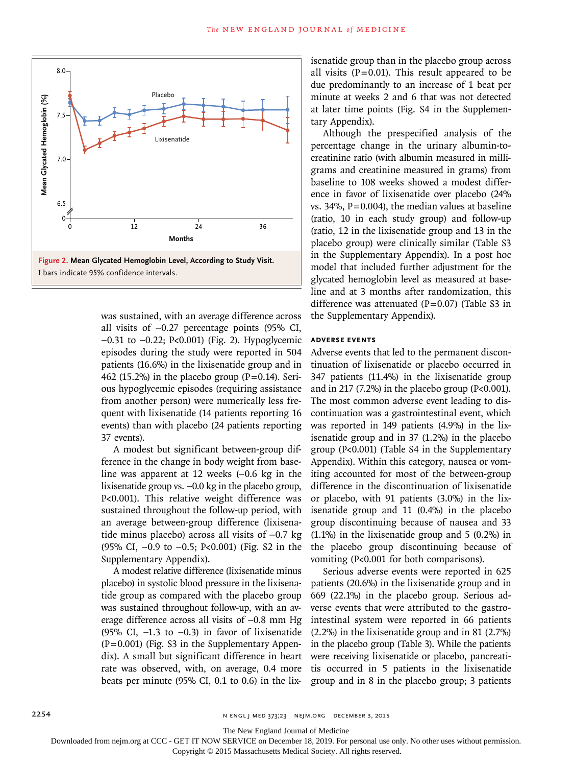Figure 2. Mean Glycated Hemoglobin Level, According to Study Visit.
I bars indicate 95% confidence intervals.

was sustained, with an average difference across all visits of −0.27 percentage points (95% CI, −0.31 to −0.22; P<0.001) (Fig. 2). Hypoglycemic episodes during the study were reported in 504 patients (16.6%) in the lixisenatide group and in 462 (15.2%) in the placebo group (P=0.14). Serious hypoglycemic episodes (requiring assistance from another person) were numerically less frequent with lixisenatide (14 patients reporting 16 events) than with placebo (24 patients reporting 37 events).

A modest but significant between-group difference in the change in body weight from baseline was apparent at 12 weeks (−0.6 kg in the lixisenatide group vs. −0.0 kg in the placebo group, P<0.001). This relative weight difference was sustained throughout the follow-up period, with an average between-group difference (lixisenatide minus placebo) across all visits of −0.7 kg (95% CI, −0.9 to −0.5; P<0.001) (Fig. S2 in the Supplementary Appendix).

A modest relative difference (lixisenatide minus placebo) in systolic blood pressure in the lixisenatide group as compared with the placebo group was sustained throughout follow-up, with an average difference across all visits of −0.8 mm Hg (95% CI, −1.3 to −0.3) in favor of lixisenatide (P=0.001) (Fig. S3 in the Supplementary Appendix). A small but significant difference in heart rate was observed, with, on average, 0.4 more beats per minute (95% CI, 0.1 to 0.6) in the lixisenatide group than in the placebo group across all visits (P=0.01). This result appeared to be due predominantly to an increase of 1 beat per minute at weeks 2 and 6 that was not detected at later time points (Fig. S4 in the Supplementary Appendix).

Although the prespecified analysis of the percentage change in the urinary albumin-to-creatinine ratio (with albumin measured in milligrams and creatinine measured in grams) from baseline to 108 weeks showed a modest difference in favor of lixisenatide over placebo (24% vs. 34%, P=0.004), the median values at baseline (ratio, 10 in each study group) and follow-up (ratio, 12 in the lixisenatide group and 13 in the placebo group) were clinically similar (Table S3 in the Supplementary Appendix). In a post hoc model that included further adjustment for the glycated hemoglobin level as measured at baseline and at 3 months after randomization, this difference was attenuated (P=0.07) (Table S3 in the Supplementary Appendix).

### ADVERSE EVENTS

Adverse events that led to the permanent discontinuation of lixisenatide or placebo occurred in 347 patients (11.4%) in the lixisenatide group and in 217 (7.2%) in the placebo group (P<0.001). The most common adverse event leading to discontinuation was a gastrointestinal event, which was reported in 149 patients (4.9%) in the lixisenatide group and in 37 (1.2%) in the placebo group (P<0.001) (Table S4 in the Supplementary Appendix). Within this category, nausea or vomiting accounted for most of the between-group difference in the discontinuation of lixisenatide or placebo, with 91 patients (3.0%) in the lixisenatide group and 11 (0.4%) in the placebo group discontinuing because of nausea and 33 (1.1%) in the lixisenatide group and 5 (0.2%) in the placebo group discontinuing because of vomiting (P<0.001 for both comparisons).

Serious adverse events were reported in 625 patients (20.6%) in the lixisenatide group and in 669 (22.1%) in the placebo group. Serious adverse events that were attributed to the gastrointestinal system were reported in 66 patients (2.2%) in the lixisenatide group and in 81 (2.7%) in the placebo group (Table 3). While the patients were receiving lixisenatide or placebo, pancreatitis occurred in 5 patients in the lixisenatide group and in 8 in the placebo group; 3 patients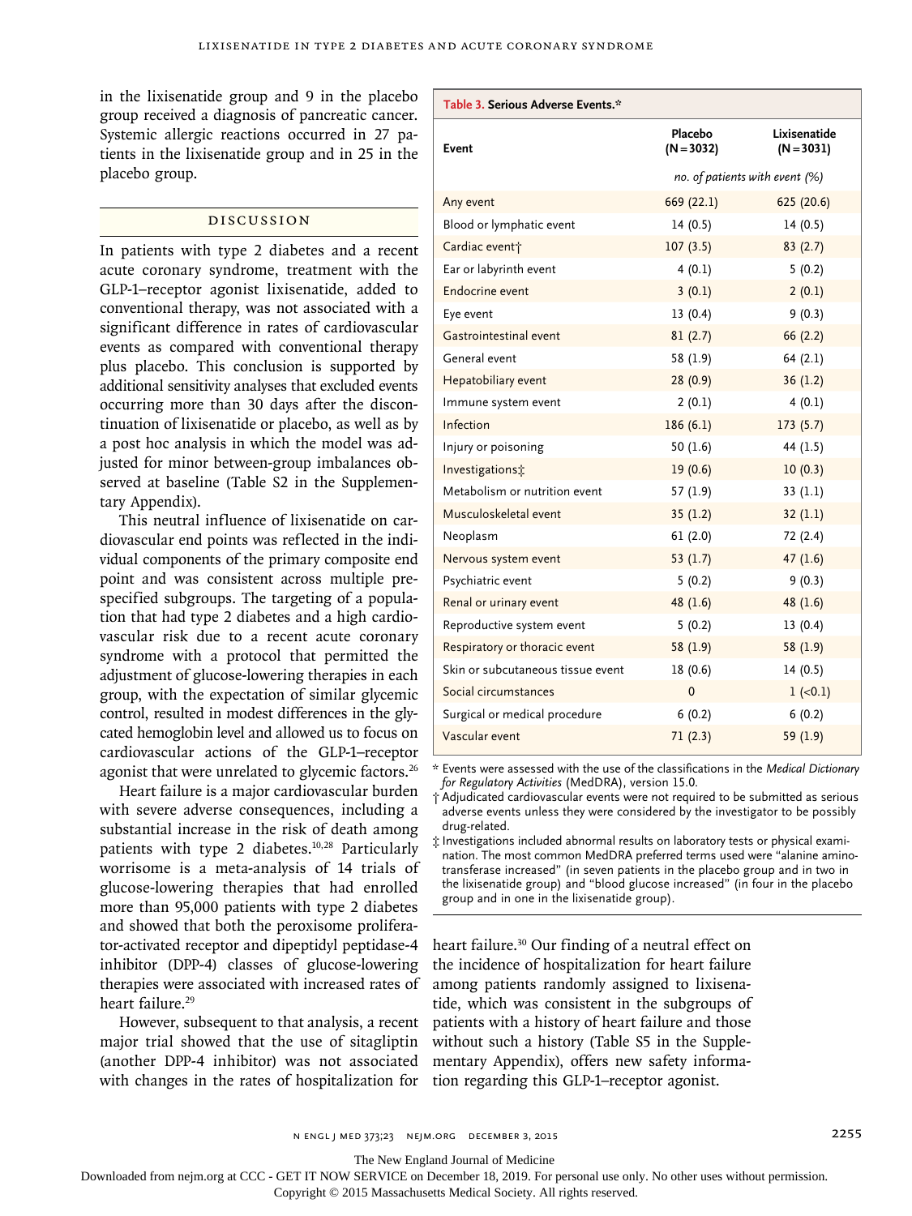in the lixisenatide group and 9 in the placebo group received a diagnosis of pancreatic cancer. Systemic allergic reactions occurred in 27 patients in the lixisenatide group and in 25 in the placebo group.

## DISCUSSION

In patients with type 2 diabetes and a recent acute coronary syndrome, treatment with the GLP-1–receptor agonist lixisenatide, added to conventional therapy, was not associated with a significant difference in rates of cardiovascular events as compared with conventional therapy plus placebo. This conclusion is supported by additional sensitivity analyses that excluded events occurring more than 30 days after the discontinuation of lixisenatide or placebo, as well as by a post hoc analysis in which the model was adjusted for minor between-group imbalances observed at baseline (Table S2 in the Supplementary Appendix).

This neutral influence of lixisenatide on cardiovascular end points was reflected in the individual components of the primary composite end point and was consistent across multiple prespecified subgroups. The targeting of a population that had type 2 diabetes and a high cardiovascular risk due to a recent acute coronary syndrome with a protocol that permitted the adjustment of glucose-lowering therapies in each group, with the expectation of similar glycemic control, resulted in modest differences in the glycated hemoglobin level and allowed us to focus on cardiovascular actions of the GLP-1–receptor agonist that were unrelated to glycemic factors.[26]

Heart failure is a major cardiovascular burden with severe adverse consequences, including a substantial increase in the risk of death among patients with type 2 diabetes.[10,28] Particularly worrisome is a meta-analysis of 14 trials of glucose-lowering therapies that had enrolled more than 95,000 patients with type 2 diabetes and showed that both the peroxisome proliferator-activated receptor and dipeptidyl peptidase-4 inhibitor (DPP-4) classes of glucose-lowering therapies were associated with increased rates of heart failure.[29]

However, subsequent to that analysis, a recent major trial showed that the use of sitagliptin (another DPP-4 inhibitor) was not associated with changes in the rates of hospitalization for heart failure.[30] Our finding of a neutral effect on the incidence of hospitalization for heart failure among patients randomly assigned to lixisenatide, which was consistent in the subgroups of patients with a history of heart failure and those without such a history (Table S5 in the Supplementary Appendix), offers new safety information regarding this GLP-1–receptor agonist.

**Table 3. Serious Adverse Events.***

| Event | Placebo (N=3032) | Lixisenatide (N=3031) |
|---|---|---|
| | *no. of patients with event (%)* | |
| Any event | 669 (22.1) | 625 (20.6) |
| Blood or lymphatic event | 14 (0.5) | 14 (0.5) |
| Cardiac event† | 107 (3.5) | 83 (2.7) |
| Ear or labyrinth event | 4 (0.1) | 5 (0.2) |
| Endocrine event | 3 (0.1) | 2 (0.1) |
| Eye event | 13 (0.4) | 9 (0.3) |
| Gastrointestinal event | 81 (2.7) | 66 (2.2) |
| General event | 58 (1.9) | 64 (2.1) |
| Hepatobiliary event | 28 (0.9) | 36 (1.2) |
| Immune system event | 2 (0.1) | 4 (0.1) |
| Infection | 186 (6.1) | 173 (5.7) |
| Injury or poisoning | 50 (1.6) | 44 (1.5) |
| Investigations‡ | 19 (0.6) | 10 (0.3) |
| Metabolism or nutrition event | 57 (1.9) | 33 (1.1) |
| Musculoskeletal event | 35 (1.2) | 32 (1.1) |
| Neoplasm | 61 (2.0) | 72 (2.4) |
| Nervous system event | 53 (1.7) | 47 (1.6) |
| Psychiatric event | 5 (0.2) | 9 (0.3) |
| Renal or urinary event | 48 (1.6) | 48 (1.6) |
| Reproductive system event | 5 (0.2) | 13 (0.4) |
| Respiratory or thoracic event | 58 (1.9) | 58 (1.9) |
| Skin or subcutaneous tissue event | 18 (0.6) | 14 (0.5) |
| Social circumstances | 0 | 1 (<0.1) |
| Surgical or medical procedure | 6 (0.2) | 6 (0.2) |
| Vascular event | 71 (2.3) | 59 (1.9) |

\* Events were assessed with the use of the classifications in the *Medical Dictionary for Regulatory Activities* (MedDRA), version 15.0.

† Adjudicated cardiovascular events were not required to be submitted as serious adverse events unless they were considered by the investigator to be possibly drug-related.

‡ Investigations included abnormal results on laboratory tests or physical examination. The most common MedDRA preferred terms used were "alanine aminotransferase increased" (in seven patients in the placebo group and in two in the lixisenatide group) and "blood glucose increased" (in four in the placebo group and in one in the lixisenatide group).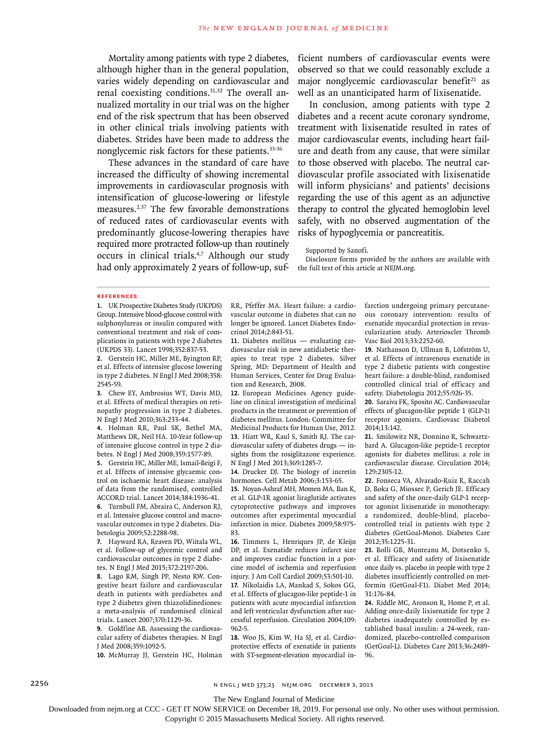Mortality among patients with type 2 diabetes, although higher than in the general population, varies widely depending on cardiovascular and renal coexisting conditions.[31,32] The overall annualized mortality in our trial was on the higher end of the risk spectrum that has been observed in other clinical trials involving patients with diabetes. Strides have been made to address the nonglycemic risk factors for these patients.[33-36]

These advances in the standard of care have increased the difficulty of showing incremental improvements in cardiovascular prognosis with intensification of glucose-lowering or lifestyle measures.[2,37] The few favorable demonstrations of reduced rates of cardiovascular events with predominantly glucose-lowering therapies have required more protracted follow-up than routinely occurs in clinical trials.[4,7] Although our study had only approximately 2 years of follow-up, sufficient numbers of cardiovascular events were observed so that we could reasonably exclude a major nonglycemic cardiovascular benefit[21] as well as an unanticipated harm of lixisenatide.

In conclusion, among patients with type 2 diabetes and a recent acute coronary syndrome, treatment with lixisenatide resulted in rates of major cardiovascular events, including heart failure and death from any cause, that were similar to those observed with placebo. The neutral cardiovascular profile associated with lixisenatide will inform physicians' and patients' decisions regarding the use of this agent as an adjunctive therapy to control the glycated hemoglobin level safely, with no observed augmentation of the risks of hypoglycemia or pancreatitis.

Supported by Sanofi.

Disclosure forms provided by the authors are available with the full text of this article at NEJM.org.

## References

1. UK Prospective Diabetes Study (UKPDS) Group. Intensive blood-glucose control with sulphonylureas or insulin compared with conventional treatment and risk of complications in patients with type 2 diabetes (UKPDS 33). Lancet 1998;352:837-53.
2. Gerstein HC, Miller ME, Byington RP, et al. Effects of intensive glucose lowering in type 2 diabetes. N Engl J Med 2008;358:2545-59.
3. Chew EY, Ambrosius WT, Davis MD, et al. Effects of medical therapies on retinopathy progression in type 2 diabetes. N Engl J Med 2010;363:233-44.
4. Holman RR, Paul SK, Bethel MA, Matthews DR, Neil HA. 10-Year follow-up of intensive glucose control in type 2 diabetes. N Engl J Med 2008;359:1577-89.
5. Gerstein HC, Miller ME, Ismail-Beigi F, et al. Effects of intensive glycaemic control on ischaemic heart disease: analysis of data from the randomised, controlled ACCORD trial. Lancet 2014;384:1936-41.
6. Turnbull FM, Abraira C, Anderson RJ, et al. Intensive glucose control and macrovascular outcomes in type 2 diabetes. Diabetologia 2009;52:2288-98.
7. Hayward RA, Reaven PD, Wiitala WL, et al. Follow-up of glycemic control and cardiovascular outcomes in type 2 diabetes. N Engl J Med 2015;372:2197-206.
8. Lago RM, Singh PP, Nesto RW. Congestive heart failure and cardiovascular death in patients with prediabetes and type 2 diabetes given thiazolidinediones: a meta-analysis of randomised clinical trials. Lancet 2007;370:1129-36.
9. Goldfine AB. Assessing the cardiovascular safety of diabetes therapies. N Engl J Med 2008;359:1092-5.
10. McMurray JJ, Gerstein HC, Holman RR, Pfeffer MA. Heart failure: a cardiovascular outcome in diabetes that can no longer be ignored. Lancet Diabetes Endocrinol 2014;2:843-51.
11. Diabetes mellitus — evaluating cardiovascular risk in new antidiabetic therapies to treat type 2 diabetes. Silver Spring, MD: Department of Health and Human Services, Center for Drug Evaluation and Research, 2008.
12. European Medicines Agency guideline on clinical investigation of medicinal products in the treatment or prevention of diabetes mellitus. London: Committee for Medicinal Products for Human Use, 2012.
13. Hiatt WR, Kaul S, Smith RJ. The cardiovascular safety of diabetes drugs — insights from the rosiglitazone experience. N Engl J Med 2013;369:1285-7.
14. Drucker DJ. The biology of incretin hormones. Cell Metab 2006;3:153-65.
15. Noyan-Ashraf MH, Momen MA, Ban K, et al. GLP-1R agonist liraglutide activates cytoprotective pathways and improves outcomes after experimental myocardial infarction in mice. Diabetes 2009;58:975-83.
16. Timmers L, Henriques JP, de Kleijn DP, et al. Exenatide reduces infarct size and improves cardiac function in a porcine model of ischemia and reperfusion injury. J Am Coll Cardiol 2009;53:501-10.
17. Nikolaidis LA, Mankad S, Sokos GG, et al. Effects of glucagon-like peptide-1 in patients with acute myocardial infarction and left ventricular dysfunction after successful reperfusion. Circulation 2004;109:962-5.
18. Woo JS, Kim W, Ha SJ, et al. Cardioprotective effects of exenatide in patients with ST-segment-elevation myocardial infarction undergoing primary percutaneous coronary intervention: results of exenatide myocardial protection in revascularization study. Arterioscler Thromb Vasc Biol 2013;33:2252-60.
19. Nathanson D, Ullman B, Löfström U, et al. Effects of intravenous exenatide in type 2 diabetic patients with congestive heart failure: a double-blind, randomised controlled clinical trial of efficacy and safety. Diabetologia 2012;55:926-35.
20. Saraiva FK, Sposito AC. Cardiovascular effects of glucagon-like peptide 1 (GLP-1) receptor agonists. Cardiovasc Diabetol 2014;13:142.
21. Smilowitz NR, Donnino R, Schwartzbard A. Glucagon-like peptide-1 receptor agonists for diabetes mellitus: a role in cardiovascular disease. Circulation 2014;129:2305-12.
22. Fonseca VA, Alvarado-Ruiz R, Raccah D, Boka G, Miossec P, Gerich JE. Efficacy and safety of the once-daily GLP-1 receptor agonist lixisenatide in monotherapy: a randomized, double-blind, placebo-controlled trial in patients with type 2 diabetes (GetGoal-Mono). Diabetes Care 2012;35:1225-31.
23. Bolli GB, Munteanu M, Dotsenko S, et al. Efficacy and safety of lixisenatide once daily vs. placebo in people with type 2 diabetes insufficiently controlled on metformin (GetGoal-F1). Diabet Med 2014;31:176-84.
24. Riddle MC, Aronson R, Home P, et al. Adding once-daily lixisenatide for type 2 diabetes inadequately controlled by established basal insulin: a 24-week, randomized, placebo-controlled comparison (GetGoal-L). Diabetes Care 2013;36:2489-96.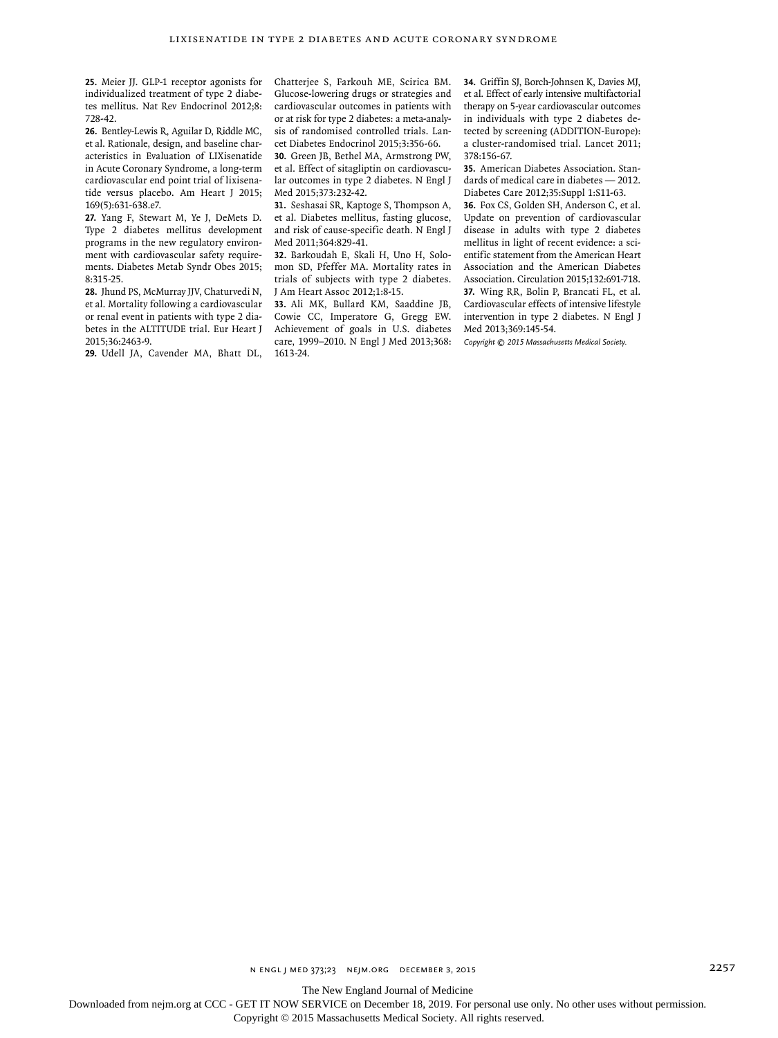**25.** Meier JJ. GLP-1 receptor agonists for individualized treatment of type 2 diabetes mellitus. Nat Rev Endocrinol 2012;8:728-42.

**26.** Bentley-Lewis R, Aguilar D, Riddle MC, et al. Rationale, design, and baseline characteristics in Evaluation of LIXisenatide in Acute Coronary Syndrome, a long-term cardiovascular end point trial of lixisenatide versus placebo. Am Heart J 2015;169(5):631-638.e7.

**27.** Yang F, Stewart M, Ye J, DeMets D. Type 2 diabetes mellitus development programs in the new regulatory environment with cardiovascular safety requirements. Diabetes Metab Syndr Obes 2015;8:315-25.

**28.** Jhund PS, McMurray JJV, Chaturvedi N, et al. Mortality following a cardiovascular or renal event in patients with type 2 diabetes in the ALTITUDE trial. Eur Heart J 2015;36:2463-9.

**29.** Udell JA, Cavender MA, Bhatt DL, Chatterjee S, Farkouh ME, Scirica BM. Glucose-lowering drugs or strategies and cardiovascular outcomes in patients with or at risk for type 2 diabetes: a meta-analysis of randomised controlled trials. Lancet Diabetes Endocrinol 2015;3:356-66.

**30.** Green JB, Bethel MA, Armstrong PW, et al. Effect of sitagliptin on cardiovascular outcomes in type 2 diabetes. N Engl J Med 2015;373:232-42.

**31.** Seshasai SR, Kaptoge S, Thompson A, et al. Diabetes mellitus, fasting glucose, and risk of cause-specific death. N Engl J Med 2011;364:829-41.

**32.** Barkoudah E, Skali H, Uno H, Solomon SD, Pfeffer MA. Mortality rates in trials of subjects with type 2 diabetes. J Am Heart Assoc 2012;1:8-15.

**33.** Ali MK, Bullard KM, Saaddine JB, Cowie CC, Imperatore G, Gregg EW. Achievement of goals in U.S. diabetes care, 1999–2010. N Engl J Med 2013;368:1613-24.

**34.** Griffin SJ, Borch-Johnsen K, Davies MJ, et al. Effect of early intensive multifactorial therapy on 5-year cardiovascular outcomes in individuals with type 2 diabetes detected by screening (ADDITION-Europe): a cluster-randomised trial. Lancet 2011;378:156-67.

**35.** American Diabetes Association. Standards of medical care in diabetes — 2012. Diabetes Care 2012;35:Suppl 1:S11-63.

**36.** Fox CS, Golden SH, Anderson C, et al. Update on prevention of cardiovascular disease in adults with type 2 diabetes mellitus in light of recent evidence: a scientific statement from the American Heart Association and the American Diabetes Association. Circulation 2015;132:691-718.

**37.** Wing RR, Bolin P, Brancati FL, et al. Cardiovascular effects of intensive lifestyle intervention in type 2 diabetes. N Engl J Med 2013;369:145-54.

*Copyright © 2015 Massachusetts Medical Society.*